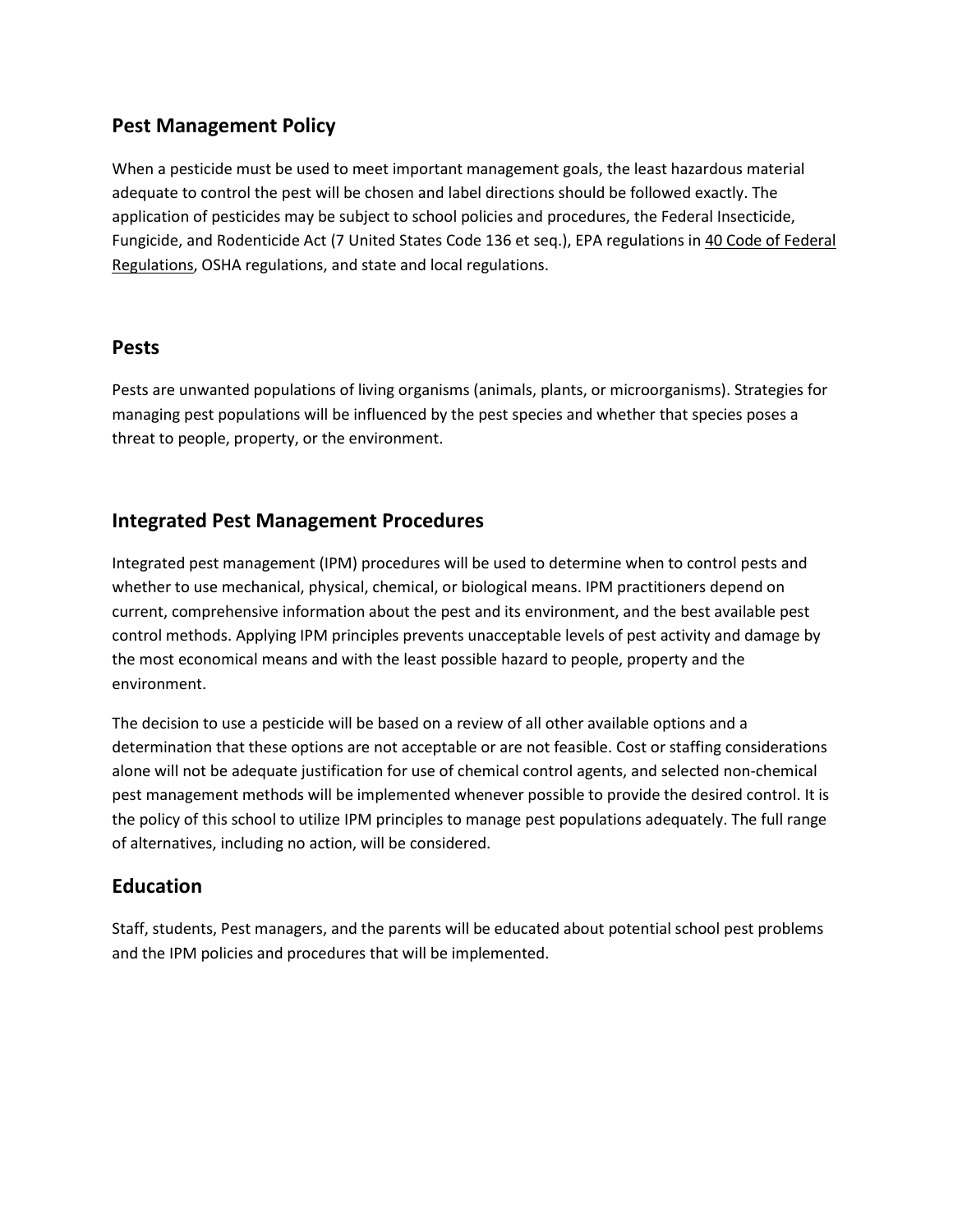## Pest Management Policy

When a pesticide must be used to meet important management goals, the least hazardous material adequate to control the pest will be chosen and label directions should be followed exactly. The application of pesticides may be subject to school policies and procedures, the Federal Insecticide, Fungicide, and Rodenticide Act (7 United States Code 136 et seq.), EPA regulations in 40 Code of Federal Regulations, OSHA regulations, and state and local regulations.

## Pests

Pests are unwanted populations of living organisms (animals, plants, or microorganisms). Strategies for managing pest populations will be influenced by the pest species and whether that species poses a threat to people, property, or the environment.

## Integrated Pest Management Procedures

Integrated pest management (IPM) procedures will be used to determine when to control pests and whether to use mechanical, physical, chemical, or biological means. IPM practitioners depend on current, comprehensive information about the pest and its environment, and the best available pest control methods. Applying IPM principles prevents unacceptable levels of pest activity and damage by the most economical means and with the least possible hazard to people, property and the environment.

The decision to use a pesticide will be based on a review of all other available options and a determination that these options are not acceptable or are not feasible. Cost or staffing considerations alone will not be adequate justification for use of chemical control agents, and selected non-chemical pest management methods will be implemented whenever possible to provide the desired control. It is the policy of this school to utilize IPM principles to manage pest populations adequately. The full range of alternatives, including no action, will be considered.

## Education

Staff, students, Pest managers, and the parents will be educated about potential school pest problems and the IPM policies and procedures that will be implemented.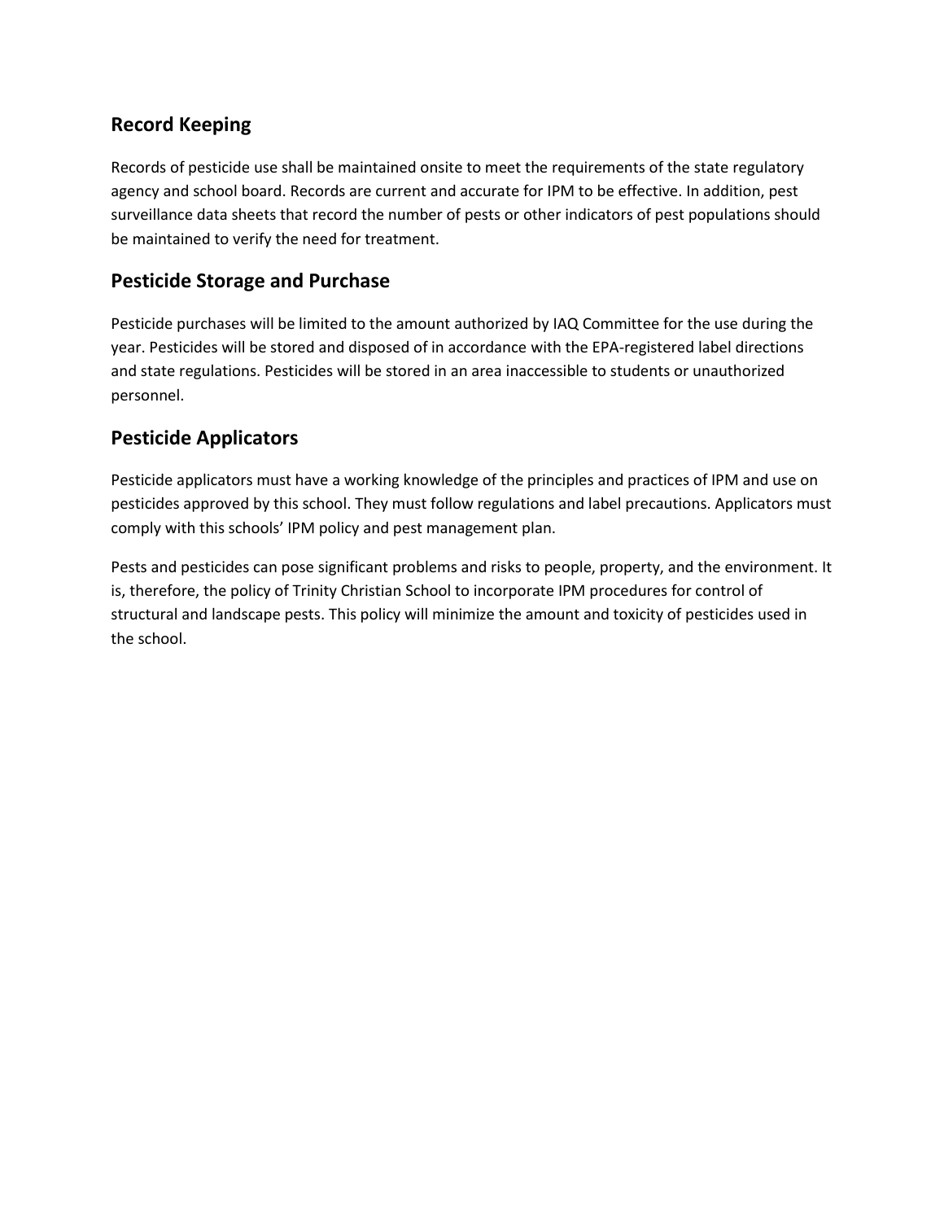## Record Keeping

Records of pesticide use shall be maintained onsite to meet the requirements of the state regulatory agency and school board. Records are current and accurate for IPM to be effective. In addition, pest surveillance data sheets that record the number of pests or other indicators of pest populations should be maintained to verify the need for treatment.

## Pesticide Storage and Purchase

Pesticide purchases will be limited to the amount authorized by IAQ Committee for the use during the year. Pesticides will be stored and disposed of in accordance with the EPA-registered label directions and state regulations. Pesticides will be stored in an area inaccessible to students or unauthorized personnel.

## Pesticide Applicators

Pesticide applicators must have a working knowledge of the principles and practices of IPM and use on pesticides approved by this school. They must follow regulations and label precautions. Applicators must comply with this schools' IPM policy and pest management plan.

Pests and pesticides can pose significant problems and risks to people, property, and the environment. It is, therefore, the policy of Trinity Christian School to incorporate IPM procedures for control of structural and landscape pests. This policy will minimize the amount and toxicity of pesticides used in the school.